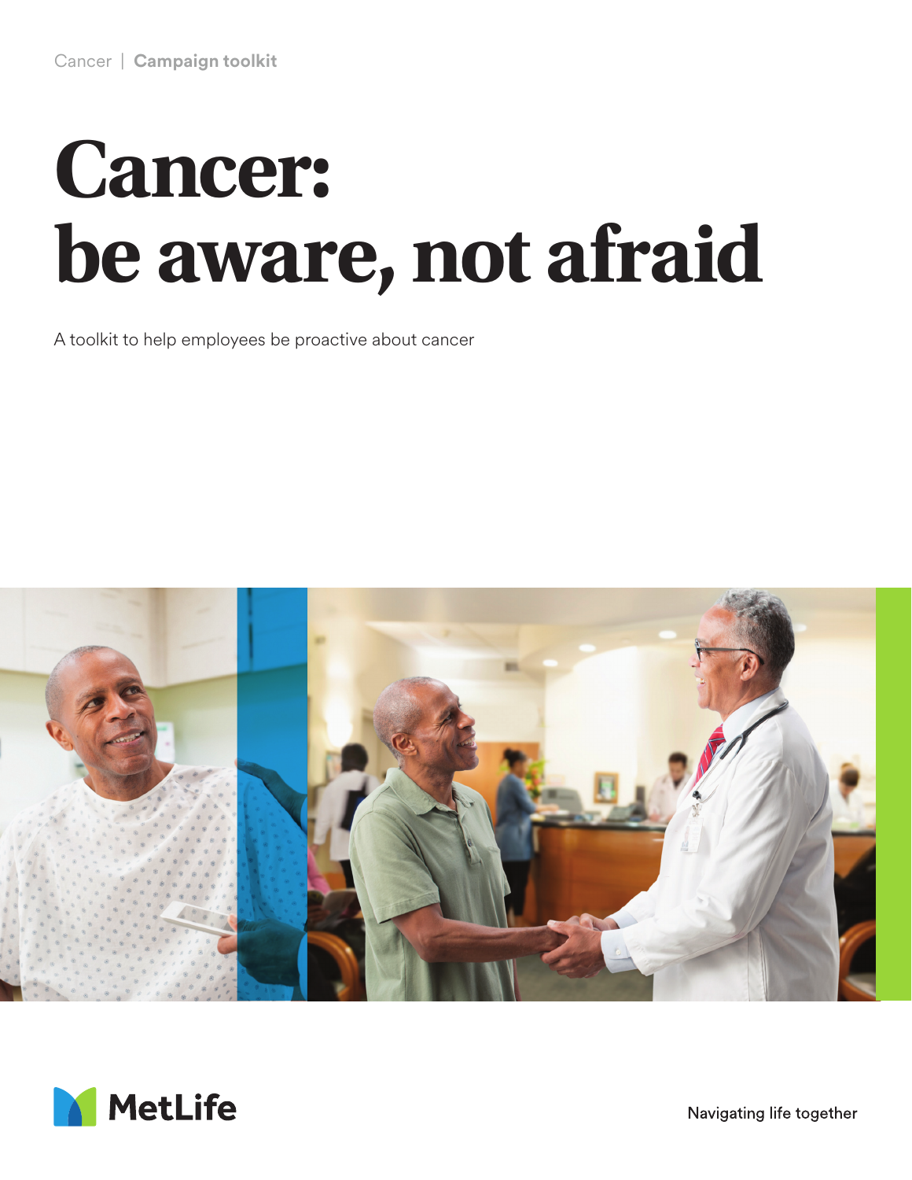Cancer | **Campaign toolkit**

# Cancer: be aware, not afraid

A toolkit to help employees be proactive about cancer

MetLife

Navigating life together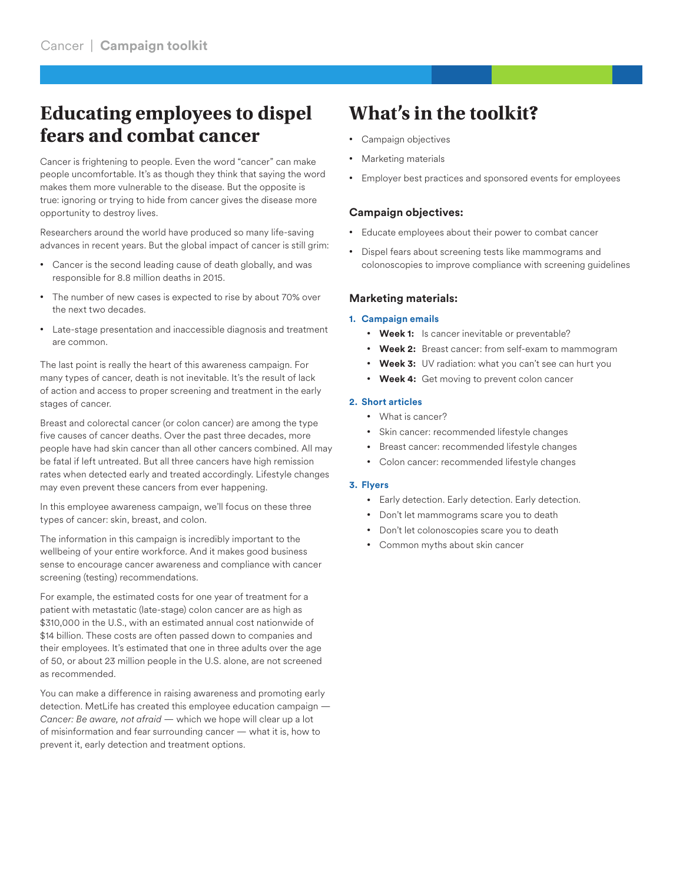# Educating employees to dispel fears and combat cancer

Cancer is frightening to people. Even the word "cancer" can make people uncomfortable. It's as though they think that saying the word makes them more vulnerable to the disease. But the opposite is true: ignoring or trying to hide from cancer gives the disease more opportunity to destroy lives.

Researchers around the world have produced so many life-saving advances in recent years. But the global impact of cancer is still grim:

- Cancer is the second leading cause of death globally, and was responsible for 8.8 million deaths in 2015.
- The number of new cases is expected to rise by about 70% over the next two decades.
- Late-stage presentation and inaccessible diagnosis and treatment are common.

The last point is really the heart of this awareness campaign. For many types of cancer, death is not inevitable. It's the result of lack of action and access to proper screening and treatment in the early stages of cancer.

Breast and colorectal cancer (or colon cancer) are among the type five causes of cancer deaths. Over the past three decades, more people have had skin cancer than all other cancers combined. All may be fatal if left untreated. But all three cancers have high remission rates when detected early and treated accordingly. Lifestyle changes may even prevent these cancers from ever happening.

In this employee awareness campaign, we'll focus on these three types of cancer: skin, breast, and colon.

The information in this campaign is incredibly important to the wellbeing of your entire workforce. And it makes good business sense to encourage cancer awareness and compliance with cancer screening (testing) recommendations.

For example, the estimated costs for one year of treatment for a patient with metastatic (late-stage) colon cancer are as high as $310,000 in the U.S., with an estimated annual cost nationwide of $14 billion. These costs are often passed down to companies and their employees. It's estimated that one in three adults over the age of 50, or about 23 million people in the U.S. alone, are not screened as recommended.

You can make a difference in raising awareness and promoting early detection. MetLife has created this employee education campaign — *Cancer: Be aware, not afraid* — which we hope will clear up a lot of misinformation and fear surrounding cancer — what it is, how to prevent it, early detection and treatment options.

# What's in the toolkit?

- Campaign objectives
- Marketing materials
- Employer best practices and sponsored events for employees

### Campaign objectives:

- Educate employees about their power to combat cancer
- Dispel fears about screening tests like mammograms and colonoscopies to improve compliance with screening guidelines

### Marketing materials:

1. **Campaign emails**
   - **Week 1:** Is cancer inevitable or preventable?
   - **Week 2:** Breast cancer: from self-exam to mammogram
   - **Week 3:** UV radiation: what you can't see can hurt you
   - **Week 4:** Get moving to prevent colon cancer
2. **Short articles**
   - What is cancer?
   - Skin cancer: recommended lifestyle changes
   - Breast cancer: recommended lifestyle changes
   - Colon cancer: recommended lifestyle changes
3. **Flyers**
   - Early detection. Early detection. Early detection.
   - Don't let mammograms scare you to death
   - Don't let colonoscopies scare you to death
   - Common myths about skin cancer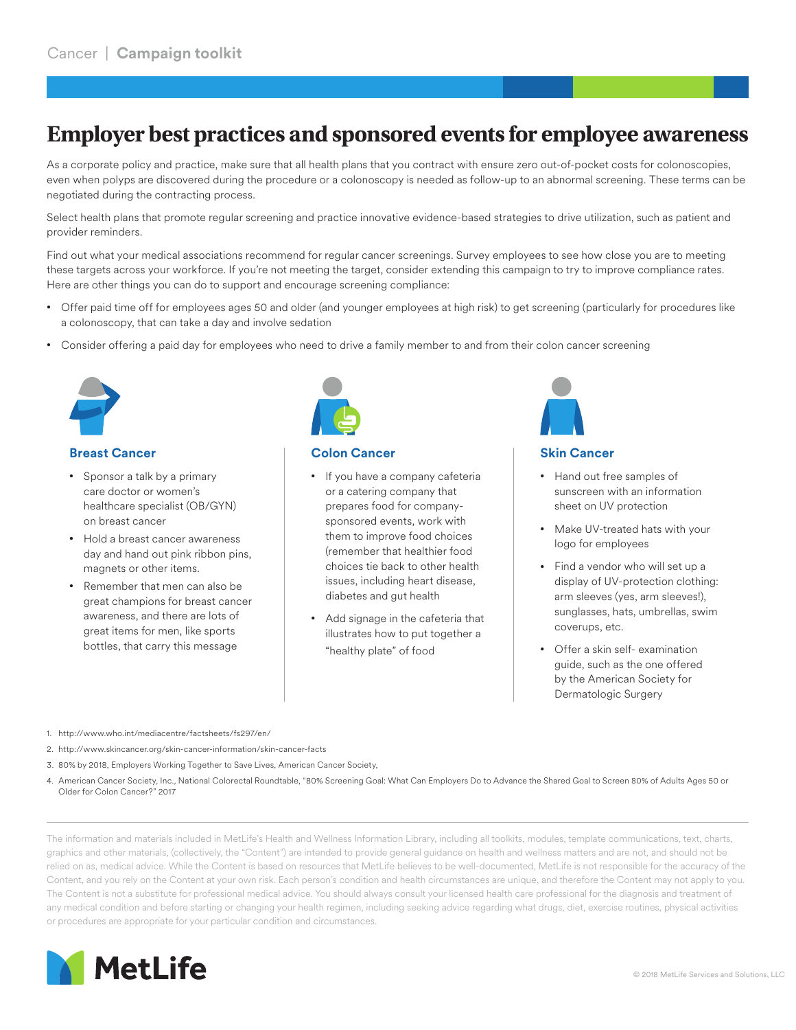# Employer best practices and sponsored events for employee awareness

As a corporate policy and practice, make sure that all health plans that you contract with ensure zero out-of-pocket costs for colonoscopies, even when polyps are discovered during the procedure or a colonoscopy is needed as follow-up to an abnormal screening. These terms can be negotiated during the contracting process.

Select health plans that promote regular screening and practice innovative evidence-based strategies to drive utilization, such as patient and provider reminders.

Find out what your medical associations recommend for regular cancer screenings. Survey employees to see how close you are to meeting these targets across your workforce. If you're not meeting the target, consider extending this campaign to try to improve compliance rates. Here are other things you can do to support and encourage screening compliance:

- Offer paid time off for employees ages 50 and older (and younger employees at high risk) to get screening (particularly for procedures like a colonoscopy, that can take a day and involve sedation
- Consider offering a paid day for employees who need to drive a family member to and from their colon cancer screening

### Breast Cancer

- Sponsor a talk by a primary care doctor or women's healthcare specialist (OB/GYN) on breast cancer
- Hold a breast cancer awareness day and hand out pink ribbon pins, magnets or other items.
- Remember that men can also be great champions for breast cancer awareness, and there are lots of great items for men, like sports bottles, that carry this message

### Colon Cancer

- If you have a company cafeteria or a catering company that prepares food for company-sponsored events, work with them to improve food choices (remember that healthier food choices tie back to other health issues, including heart disease, diabetes and gut health
- Add signage in the cafeteria that illustrates how to put together a "healthy plate" of food

### Skin Cancer

- Hand out free samples of sunscreen with an information sheet on UV protection
- Make UV-treated hats with your logo for employees
- Find a vendor who will set up a display of UV-protection clothing: arm sleeves (yes, arm sleeves!), sunglasses, hats, umbrellas, swim coverups, etc.
- Offer a skin self- examination guide, such as the one offered by the American Society for Dermatologic Surgery

1. http://www.who.int/mediacentre/factsheets/fs297/en/
2. http://www.skincancer.org/skin-cancer-information/skin-cancer-facts
3. 80% by 2018, Employers Working Together to Save Lives, American Cancer Society,
4. American Cancer Society, Inc., National Colorectal Roundtable, "80% Screening Goal: What Can Employers Do to Advance the Shared Goal to Screen 80% of Adults Ages 50 or Older for Colon Cancer?" 2017

The information and materials included in MetLife's Health and Wellness Information Library, including all toolkits, modules, template communications, text, charts, graphics and other materials, (collectively, the "Content") are intended to provide general guidance on health and wellness matters and are not, and should not be relied on as, medical advice. While the Content is based on resources that MetLife believes to be well-documented, MetLife is not responsible for the accuracy of the Content, and you rely on the Content at your own risk. Each person's condition and health circumstances are unique, and therefore the Content may not apply to you. The Content is not a substitute for professional medical advice. You should always consult your licensed health care professional for the diagnosis and treatment of any medical condition and before starting or changing your health regimen, including seeking advice regarding what drugs, diet, exercise routines, physical activities or procedures are appropriate for your particular condition and circumstances.

MetLife

© 2018 MetLife Services and Solutions, LLC